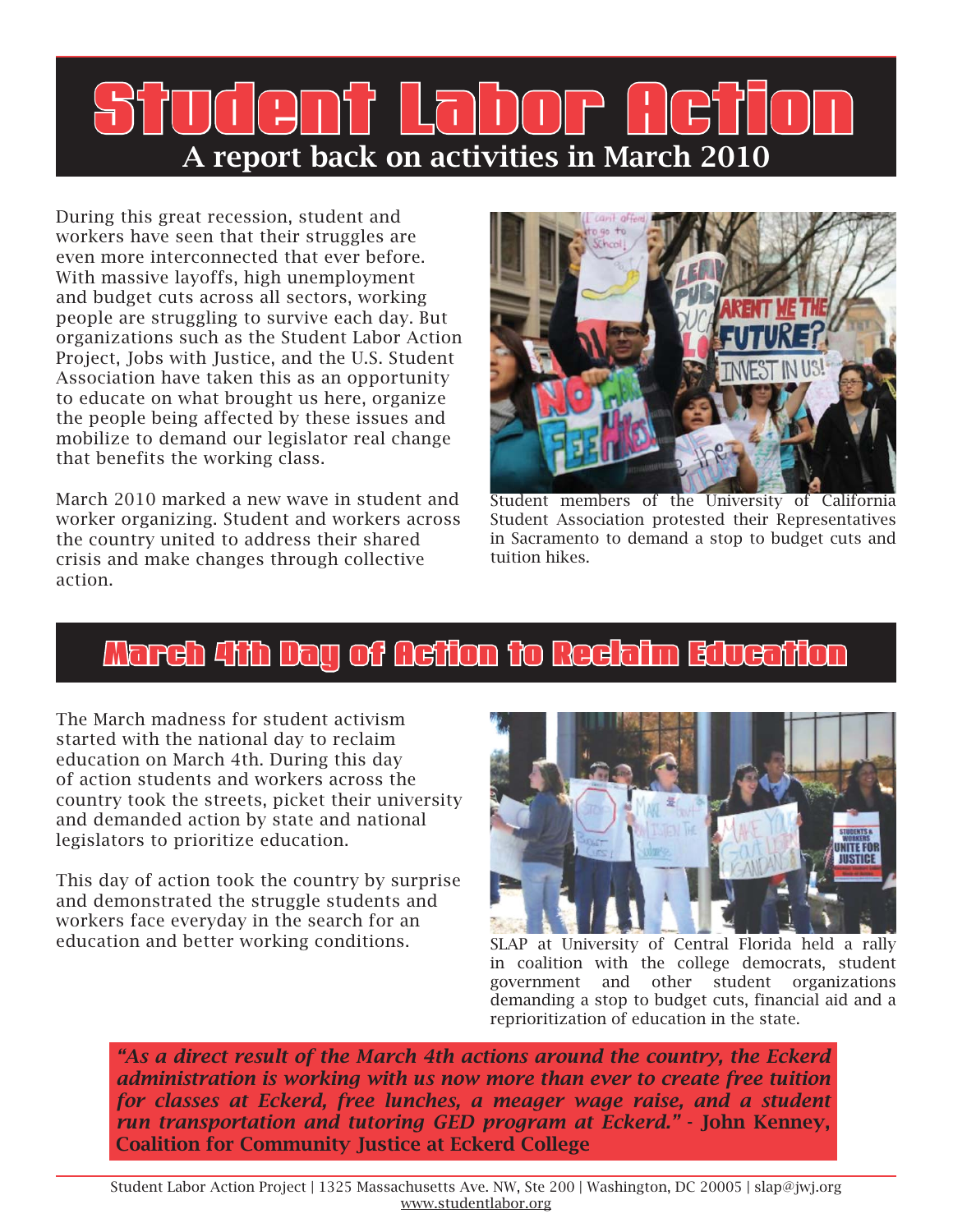# Student Labor Action

## A report back on activities in March 2010

During this great recession, student and workers have seen that their struggles are even more interconnected that ever before. With massive layoffs, high unemployment and budget cuts across all sectors, working people are struggling to survive each day. But organizations such as the Student Labor Action Project, Jobs with Justice, and the U.S. Student Association have taken this as an opportunity to educate on what brought us here, organize the people being affected by these issues and mobilize to demand our legislator real change that benefits the working class.

March 2010 marked a new wave in student and worker organizing. Student and workers across the country united to address their shared crisis and make changes through collective action.

Student members of the University of California Student Association protested their Representatives in Sacramento to demand a stop to budget cuts and tuition hikes.

## March 4th Day of Action to Reclaim Education

The March madness for student activism started with the national day to reclaim education on March 4th. During this day of action students and workers across the country took the streets, picket their university and demanded action by state and national legislators to prioritize education.

This day of action took the country by surprise and demonstrated the struggle students and workers face everyday in the search for an education and better working conditions.

SLAP at University of Central Florida held a rally in coalition with the college democrats, student government and other student organizations demanding a stop to budget cuts, financial aid and a reprioritization of education in the state.

*"As a direct result of the March 4th actions around the country, the Eckerd administration is working with us now more than ever to create free tuition for classes at Eckerd, free lunches, a meager wage raise, and a student run transportation and tutoring GED program at Eckerd."* - **John Kenney, Coalition for Community Justice at Eckerd College**

Student Labor Action Project | 1325 Massachusetts Ave. NW, Ste 200 | Washington, DC 20005 | slap@jwj.org
www.studentlabor.org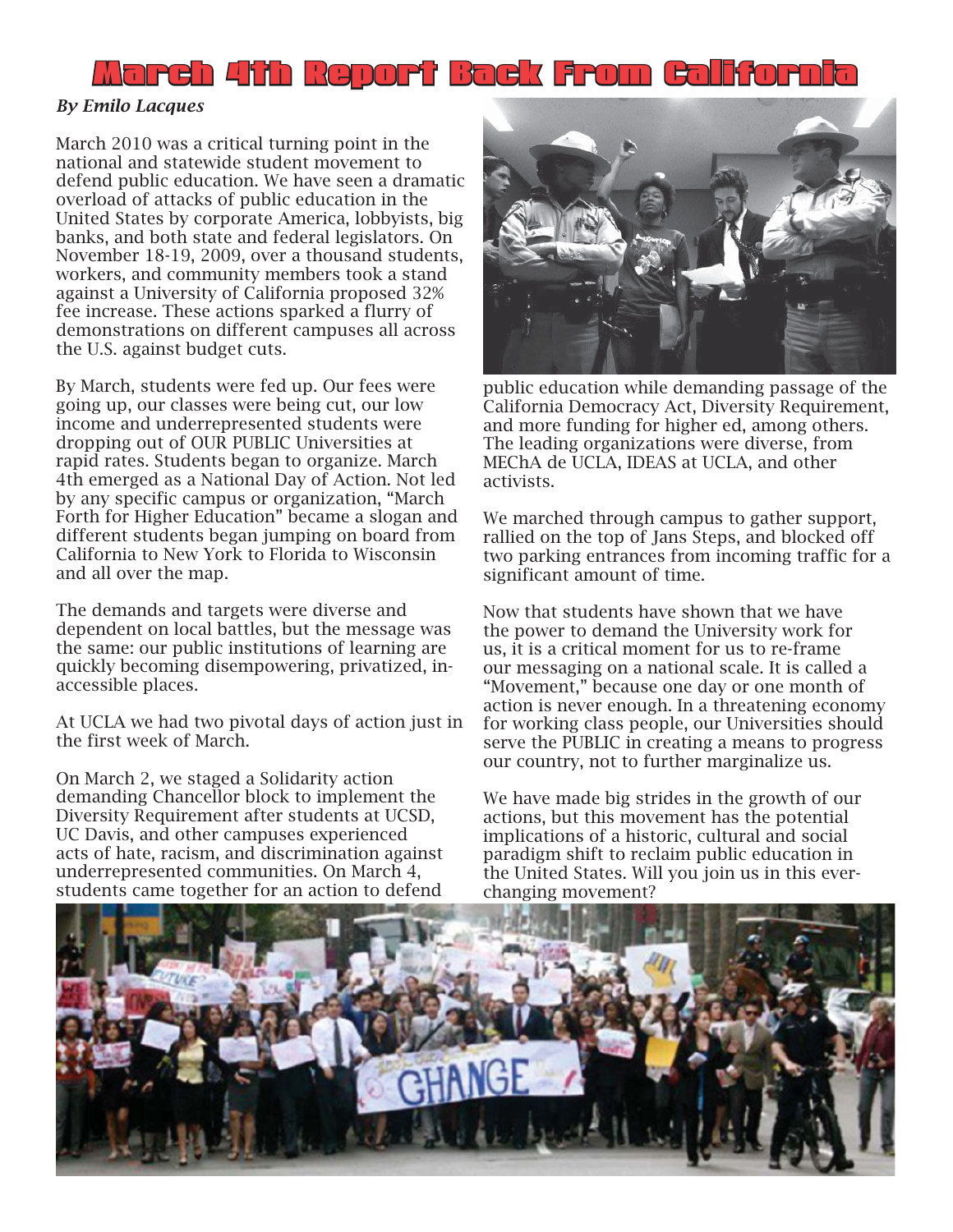# March 4th Report Back From California

*By Emilo Lacques*

March 2010 was a critical turning point in the national and statewide student movement to defend public education. We have seen a dramatic overload of attacks of public education in the United States by corporate America, lobbyists, big banks, and both state and federal legislators. On November 18-19, 2009, over a thousand students, workers, and community members took a stand against a University of California proposed 32% fee increase. These actions sparked a flurry of demonstrations on different campuses all across the U.S. against budget cuts.

By March, students were fed up. Our fees were going up, our classes were being cut, our low income and underrepresented students were dropping out of OUR PUBLIC Universities at rapid rates. Students began to organize. March 4th emerged as a National Day of Action. Not led by any specific campus or organization, "March Forth for Higher Education" became a slogan and different students began jumping on board from California to New York to Florida to Wisconsin and all over the map.

The demands and targets were diverse and dependent on local battles, but the message was the same: our public institutions of learning are quickly becoming disempowering, privatized, in-accessible places.

At UCLA we had two pivotal days of action just in the first week of March.

On March 2, we staged a Solidarity action demanding Chancellor block to implement the Diversity Requirement after students at UCSD, UC Davis, and other campuses experienced acts of hate, racism, and discrimination against underrepresented communities. On March 4, students came together for an action to defend public education while demanding passage of the California Democracy Act, Diversity Requirement, and more funding for higher ed, among others. The leading organizations were diverse, from MEChA de UCLA, IDEAS at UCLA, and other activists.

We marched through campus to gather support, rallied on the top of Jans Steps, and blocked off two parking entrances from incoming traffic for a significant amount of time.

Now that students have shown that we have the power to demand the University work for us, it is a critical moment for us to re-frame our messaging on a national scale. It is called a "Movement," because one day or one month of action is never enough. In a threatening economy for working class people, our Universities should serve the PUBLIC in creating a means to progress our country, not to further marginalize us.

We have made big strides in the growth of our actions, but this movement has the potential implications of a historic, cultural and social paradigm shift to reclaim public education in the United States. Will you join us in this ever-changing movement?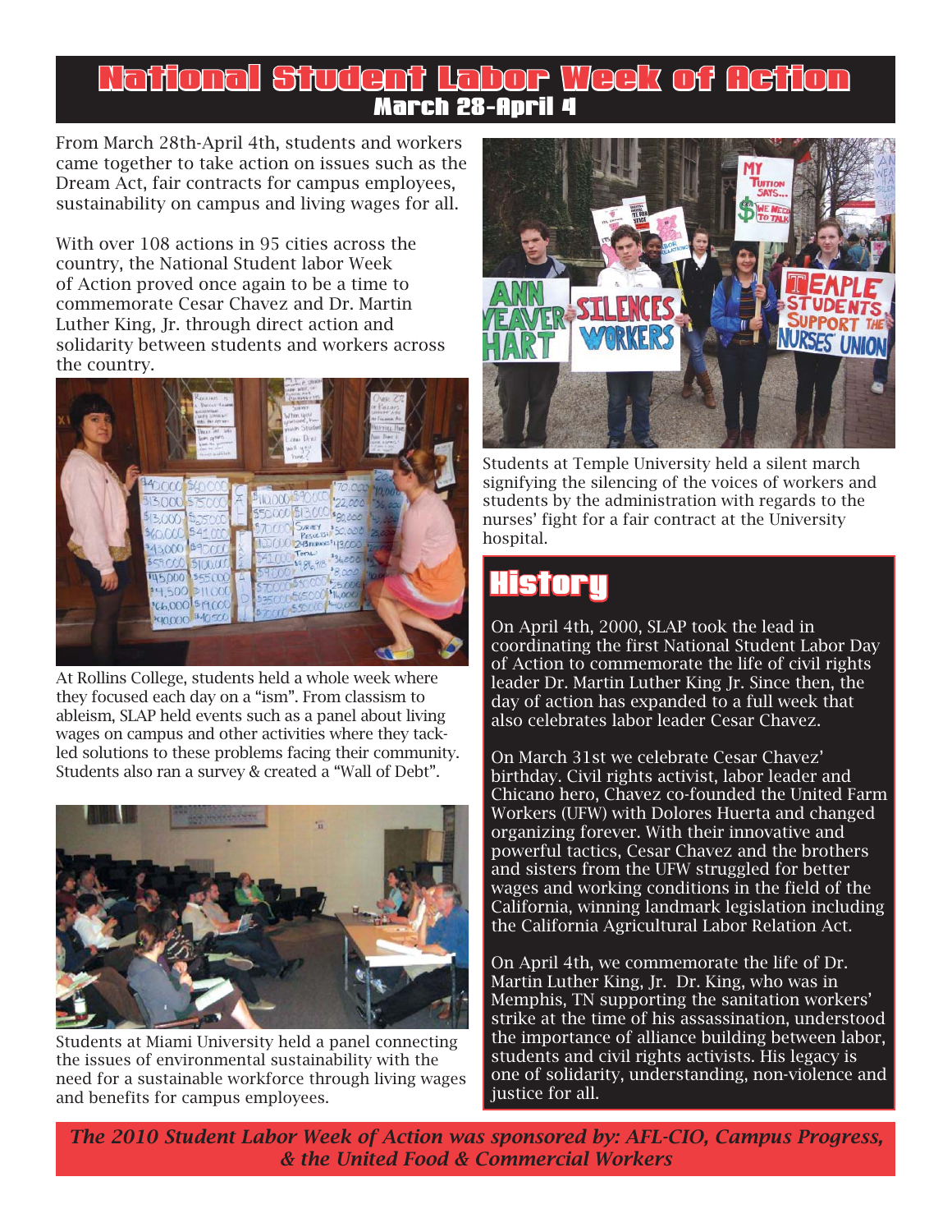# National Student Labor Week of Action

## March 28-April 4

From March 28th-April 4th, students and workers came together to take action on issues such as the Dream Act, fair contracts for campus employees, sustainability on campus and living wages for all.

With over 108 actions in 95 cities across the country, the National Student labor Week of Action proved once again to be a time to commemorate Cesar Chavez and Dr. Martin Luther King, Jr. through direct action and solidarity between students and workers across the country.

At Rollins College, students held a whole week where they focused each day on a "ism". From classism to ableism, SLAP held events such as a panel about living wages on campus and other activities where they tackled solutions to these problems facing their community. Students also ran a survey & created a "Wall of Debt".

Students at Miami University held a panel connecting the issues of environmental sustainability with the need for a sustainable workforce through living wages and benefits for campus employees.

Students at Temple University held a silent march signifying the silencing of the voices of workers and students by the administration with regards to the nurses' fight for a fair contract at the University hospital.

## History

On April 4th, 2000, SLAP took the lead in coordinating the first National Student Labor Day of Action to commemorate the life of civil rights leader Dr. Martin Luther King Jr. Since then, the day of action has expanded to a full week that also celebrates labor leader Cesar Chavez.

On March 31st we celebrate Cesar Chavez' birthday. Civil rights activist, labor leader and Chicano hero, Chavez co-founded the United Farm Workers (UFW) with Dolores Huerta and changed organizing forever. With their innovative and powerful tactics, Cesar Chavez and the brothers and sisters from the UFW struggled for better wages and working conditions in the field of the California, winning landmark legislation including the California Agricultural Labor Relation Act.

On April 4th, we commemorate the life of Dr. Martin Luther King, Jr. Dr. King, who was in Memphis, TN supporting the sanitation workers' strike at the time of his assassination, understood the importance of alliance building between labor, students and civil rights activists. His legacy is one of solidarity, understanding, non-violence and justice for all.

***The 2010 Student Labor Week of Action was sponsored by: AFL-CIO, Campus Progress, & the United Food & Commercial Workers***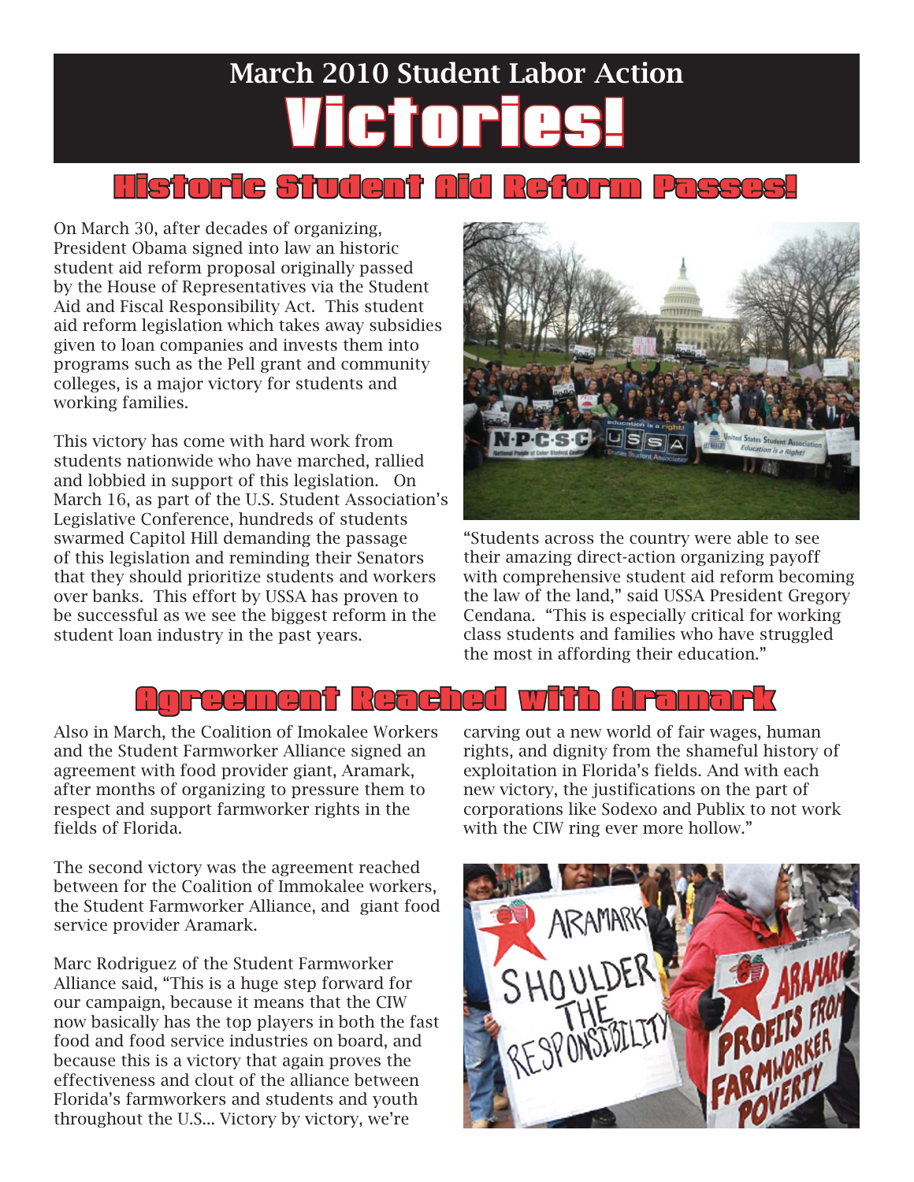# March 2010 Student Labor Action Victories!

## Historic Student Aid Reform Passes!

On March 30, after decades of organizing, President Obama signed into law an historic student aid reform proposal originally passed by the House of Representatives via the Student Aid and Fiscal Responsibility Act. This student aid reform legislation which takes away subsidies given to loan companies and invests them into programs such as the Pell grant and community colleges, is a major victory for students and working families.

This victory has come with hard work from students nationwide who have marched, rallied and lobbied in support of this legislation. On March 16, as part of the U.S. Student Association's Legislative Conference, hundreds of students swarmed Capitol Hill demanding the passage of this legislation and reminding their Senators that they should prioritize students and workers over banks. This effort by USSA has proven to be successful as we see the biggest reform in the student loan industry in the past years.

"Students across the country were able to see their amazing direct-action organizing payoff with comprehensive student aid reform becoming the law of the land," said USSA President Gregory Cendana. "This is especially critical for working class students and families who have struggled the most in affording their education."

## Agreement Reached with Aramark

Also in March, the Coalition of Imokalee Workers and the Student Farmworker Alliance signed an agreement with food provider giant, Aramark, after months of organizing to pressure them to respect and support farmworker rights in the fields of Florida.

The second victory was the agreement reached between for the Coalition of Immokalee workers, the Student Farmworker Alliance, and giant food service provider Aramark.

Marc Rodriguez of the Student Farmworker Alliance said, "This is a huge step forward for our campaign, because it means that the CIW now basically has the top players in both the fast food and food service industries on board, and because this is a victory that again proves the effectiveness and clout of the alliance between Florida's farmworkers and students and youth throughout the U.S... Victory by victory, we're carving out a new world of fair wages, human rights, and dignity from the shameful history of exploitation in Florida's fields. And with each new victory, the justifications on the part of corporations like Sodexo and Publix to not work with the CIW ring ever more hollow."